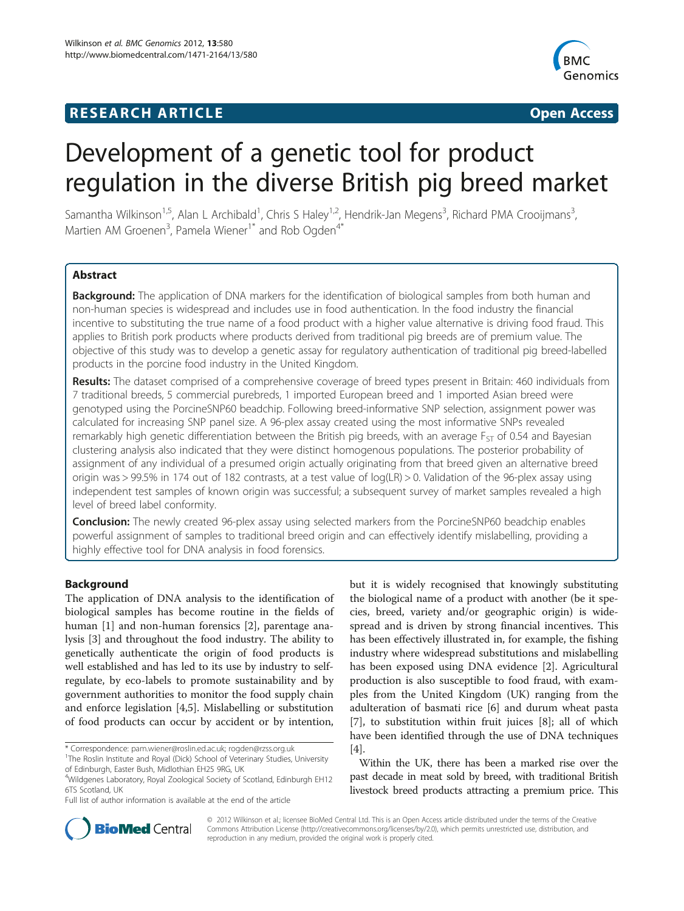RESEARCH ARTICLE Open Access

# Development of a genetic tool for product regulation in the diverse British pig breed market

Samantha Wilkinson[1,5], Alan L Archibald[1], Chris S Haley[1,2], Hendrik-Jan Megens[3], Richard PMA Crooijmans[3], Martien AM Groenen[3], Pamela Wiener[1*] and Rob Ogden[4*]

## Abstract

**Background:** The application of DNA markers for the identification of biological samples from both human and non-human species is widespread and includes use in food authentication. In the food industry the financial incentive to substituting the true name of a food product with a higher value alternative is driving food fraud. This applies to British pork products where products derived from traditional pig breeds are of premium value. The objective of this study was to develop a genetic assay for regulatory authentication of traditional pig breed-labelled products in the porcine food industry in the United Kingdom.

**Results:** The dataset comprised of a comprehensive coverage of breed types present in Britain: 460 individuals from 7 traditional breeds, 5 commercial purebreds, 1 imported European breed and 1 imported Asian breed were genotyped using the PorcineSNP60 beadchip. Following breed-informative SNP selection, assignment power was calculated for increasing SNP panel size. A 96-plex assay created using the most informative SNPs revealed remarkably high genetic differentiation between the British pig breeds, with an average $F_{ST}$ of 0.54 and Bayesian clustering analysis also indicated that they were distinct homogenous populations. The posterior probability of assignment of any individual of a presumed origin actually originating from that breed given an alternative breed origin was > 99.5% in 174 out of 182 contrasts, at a test value of log(LR) > 0. Validation of the 96-plex assay using independent test samples of known origin was successful; a subsequent survey of market samples revealed a high level of breed label conformity.

**Conclusion:** The newly created 96-plex assay using selected markers from the PorcineSNP60 beadchip enables powerful assignment of samples to traditional breed origin and can effectively identify mislabelling, providing a highly effective tool for DNA analysis in food forensics.

## Background

The application of DNA analysis to the identification of biological samples has become routine in the fields of human [1] and non-human forensics [2], parentage analysis [3] and throughout the food industry. The ability to genetically authenticate the origin of food products is well established and has led to its use by industry to self-regulate, by eco-labels to promote sustainability and by government authorities to monitor the food supply chain and enforce legislation [4,5]. Mislabelling or substitution of food products can occur by accident or by intention, but it is widely recognised that knowingly substituting the biological name of a product with another (be it species, breed, variety and/or geographic origin) is widespread and is driven by strong financial incentives. This has been effectively illustrated in, for example, the fishing industry where widespread substitutions and mislabelling has been exposed using DNA evidence [2]. Agricultural production is also susceptible to food fraud, with examples from the United Kingdom (UK) ranging from the adulteration of basmati rice [6] and durum wheat pasta [7], to substitution within fruit juices [8]; all of which have been identified through the use of DNA techniques [4].

Within the UK, there has been a marked rise over the past decade in meat sold by breed, with traditional British livestock breed products attracting a premium price. This

\* Correspondence: pam.wiener@roslin.ed.ac.uk; rogden@rzss.org.uk
[1]The Roslin Institute and Royal (Dick) School of Veterinary Studies, University of Edinburgh, Easter Bush, Midlothian EH25 9RG, UK
[4]Wildgenes Laboratory, Royal Zoological Society of Scotland, Edinburgh EH12 6TS Scotland, UK
Full list of author information is available at the end of the article

© 2012 Wilkinson et al.; licensee BioMed Central Ltd. This is an Open Access article distributed under the terms of the Creative Commons Attribution License (http://creativecommons.org/licenses/by/2.0), which permits unrestricted use, distribution, and reproduction in any medium, provided the original work is properly cited.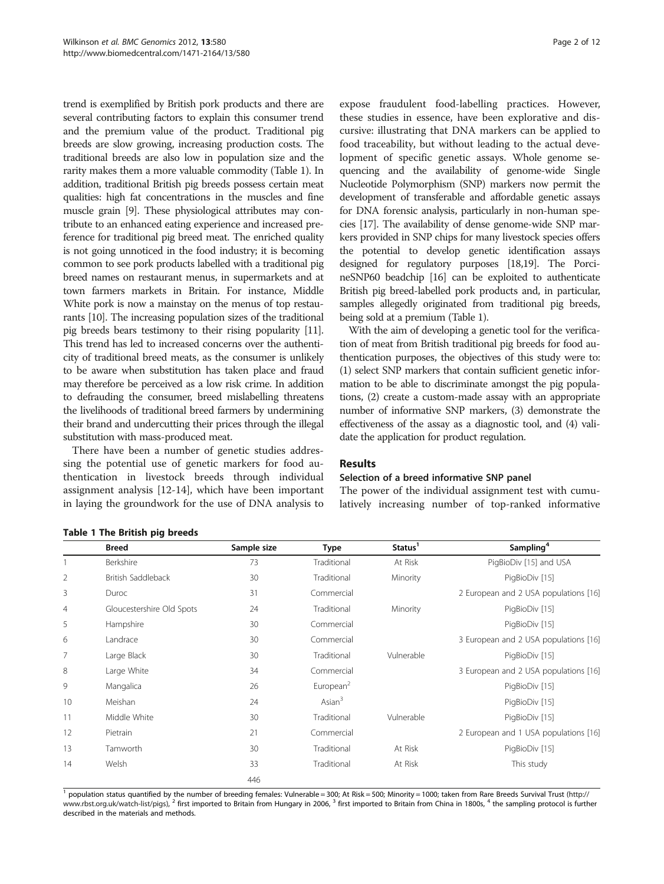trend is exemplified by British pork products and there are several contributing factors to explain this consumer trend and the premium value of the product. Traditional pig breeds are slow growing, increasing production costs. The traditional breeds are also low in population size and the rarity makes them a more valuable commodity (Table 1). In addition, traditional British pig breeds possess certain meat qualities: high fat concentrations in the muscles and fine muscle grain [9]. These physiological attributes may contribute to an enhanced eating experience and increased preference for traditional pig breed meat. The enriched quality is not going unnoticed in the food industry; it is becoming common to see pork products labelled with a traditional pig breed names on restaurant menus, in supermarkets and at town farmers markets in Britain. For instance, Middle White pork is now a mainstay on the menus of top restaurants [10]. The increasing population sizes of the traditional pig breeds bears testimony to their rising popularity [11]. This trend has led to increased concerns over the authenticity of traditional breed meats, as the consumer is unlikely to be aware when substitution has taken place and fraud may therefore be perceived as a low risk crime. In addition to defrauding the consumer, breed mislabelling threatens the livelihoods of traditional breed farmers by undermining their brand and undercutting their prices through the illegal substitution with mass-produced meat.

There have been a number of genetic studies addressing the potential use of genetic markers for food authentication in livestock breeds through individual assignment analysis [12-14], which have been important in laying the groundwork for the use of DNA analysis to expose fraudulent food-labelling practices. However, these studies in essence, have been explorative and discursive: illustrating that DNA markers can be applied to food traceability, but without leading to the actual development of specific genetic assays. Whole genome sequencing and the availability of genome-wide Single Nucleotide Polymorphism (SNP) markers now permit the development of transferable and affordable genetic assays for DNA forensic analysis, particularly in non-human species [17]. The availability of dense genome-wide SNP markers provided in SNP chips for many livestock species offers the potential to develop genetic identification assays designed for regulatory purposes [18,19]. The PorcineSNP60 beadchip [16] can be exploited to authenticate British pig breed-labelled pork products and, in particular, samples allegedly originated from traditional pig breeds, being sold at a premium (Table 1).

With the aim of developing a genetic tool for the verification of meat from British traditional pig breeds for food authentication purposes, the objectives of this study were to: (1) select SNP markers that contain sufficient genetic information to be able to discriminate amongst the pig populations, (2) create a custom-made assay with an appropriate number of informative SNP markers, (3) demonstrate the effectiveness of the assay as a diagnostic tool, and (4) validate the application for product regulation.

## Results

### Selection of a breed informative SNP panel

The power of the individual assignment test with cumulatively increasing number of top-ranked informative

**Table 1 The British pig breeds**

| | Breed | Sample size | Type | Status[1] | Sampling[4] |
|---|---|---|---|---|---|
| 1 | Berkshire | 73 | Traditional | At Risk | PigBioDiv [15] and USA |
| 2 | British Saddleback | 30 | Traditional | Minority | PigBioDiv [15] |
| 3 | Duroc | 31 | Commercial | | 2 European and 2 USA populations [16] |
| 4 | Gloucestershire Old Spots | 24 | Traditional | Minority | PigBioDiv [15] |
| 5 | Hampshire | 30 | Commercial | | PigBioDiv [15] |
| 6 | Landrace | 30 | Commercial | | 3 European and 2 USA populations [16] |
| 7 | Large Black | 30 | Traditional | Vulnerable | PigBioDiv [15] |
| 8 | Large White | 34 | Commercial | | 3 European and 2 USA populations [16] |
| 9 | Mangalica | 26 | European[2] | | PigBioDiv [15] |
| 10 | Meishan | 24 | Asian[3] | | PigBioDiv [15] |
| 11 | Middle White | 30 | Traditional | Vulnerable | PigBioDiv [15] |
| 12 | Pietrain | 21 | Commercial | | 2 European and 1 USA populations [16] |
| 13 | Tamworth | 30 | Traditional | At Risk | PigBioDiv [15] |
| 14 | Welsh | 33 | Traditional | At Risk | This study |
| | | 446 | | | |

[1] population status quantified by the number of breeding females: Vulnerable = 300; At Risk = 500; Minority = 1000; taken from Rare Breeds Survival Trust (http://www.rbst.org.uk/watch-list/pigs), [2] first imported to Britain from Hungary in 2006, [3] first imported to Britain from China in 1800s, [4] the sampling protocol is further described in the materials and methods.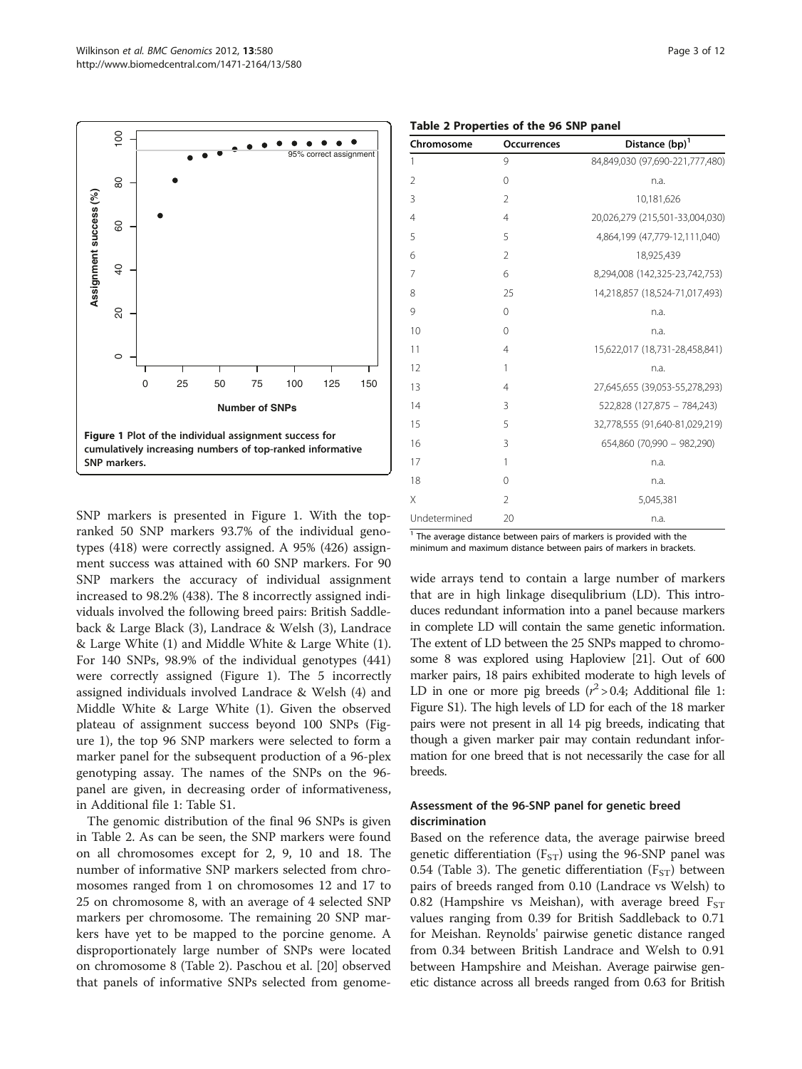Figure 1 Plot of the individual assignment success for cumulatively increasing numbers of top-ranked informative SNP markers.

SNP markers is presented in Figure 1. With the top-ranked 50 SNP markers 93.7% of the individual genotypes (418) were correctly assigned. A 95% (426) assignment success was attained with 60 SNP markers. For 90 SNP markers the accuracy of individual assignment increased to 98.2% (438). The 8 incorrectly assigned individuals involved the following breed pairs: British Saddleback & Large Black (3), Landrace & Welsh (3), Landrace & Large White (1) and Middle White & Large White (1). For 140 SNPs, 98.9% of the individual genotypes (441) were correctly assigned (Figure 1). The 5 incorrectly assigned individuals involved Landrace & Welsh (4) and Middle White & Large White (1). Given the observed plateau of assignment success beyond 100 SNPs (Figure 1), the top 96 SNP markers were selected to form a marker panel for the subsequent production of a 96-plex genotyping assay. The names of the SNPs on the 96-panel are given, in decreasing order of informativeness, in Additional file 1: Table S1.

The genomic distribution of the final 96 SNPs is given in Table 2. As can be seen, the SNP markers were found on all chromosomes except for 2, 9, 10 and 18. The number of informative SNP markers selected from chromosomes ranged from 1 on chromosomes 12 and 17 to 25 on chromosome 8, with an average of 4 selected SNP markers per chromosome. The remaining 20 SNP markers have yet to be mapped to the porcine genome. A disproportionately large number of SNPs were located on chromosome 8 (Table 2). Paschou et al. [20] observed that panels of informative SNPs selected from genome-wide arrays tend to contain a large number of markers that are in high linkage disequlibrium (LD). This introduces redundant information into a panel because markers in complete LD will contain the same genetic information. The extent of LD between the 25 SNPs mapped to chromosome 8 was explored using Haploview [21]. Out of 600 marker pairs, 18 pairs exhibited moderate to high levels of LD in one or more pig breeds ($r^2 > 0.4$; Additional file 1: Figure S1). The high levels of LD for each of the 18 marker pairs were not present in all 14 pig breeds, indicating that though a given marker pair may contain redundant information for one breed that is not necessarily the case for all breeds.

**Table 2 Properties of the 96 SNP panel**

| Chromosome | Occurrences | Distance (bp)[1] |
|---|---|---|
| 1 | 9 | 84,849,030 (97,690-221,777,480) |
| 2 | 0 | n.a. |
| 3 | 2 | 10,181,626 |
| 4 | 4 | 20,026,279 (215,501-33,004,030) |
| 5 | 5 | 4,864,199 (47,779-12,111,040) |
| 6 | 2 | 18,925,439 |
| 7 | 6 | 8,294,008 (142,325-23,742,753) |
| 8 | 25 | 14,218,857 (18,524-71,017,493) |
| 9 | 0 | n.a. |
| 10 | 0 | n.a. |
| 11 | 4 | 15,622,017 (18,731-28,458,841) |
| 12 | 1 | n.a. |
| 13 | 4 | 27,645,655 (39,053-55,278,293) |
| 14 | 3 | 522,828 (127,875 – 784,243) |
| 15 | 5 | 32,778,555 (91,640-81,029,219) |
| 16 | 3 | 654,860 (70,990 – 982,290) |
| 17 | 1 | n.a. |
| 18 | 0 | n.a. |
| X | 2 | 5,045,381 |
| Undetermined | 20 | n.a. |

[1] The average distance between pairs of markers is provided with the minimum and maximum distance between pairs of markers in brackets.

### Assessment of the 96-SNP panel for genetic breed discrimination

Based on the reference data, the average pairwise breed genetic differentiation ($F_{ST}$) using the 96-SNP panel was 0.54 (Table 3). The genetic differentiation ($F_{ST}$) between pairs of breeds ranged from 0.10 (Landrace vs Welsh) to 0.82 (Hampshire vs Meishan), with average breed $F_{ST}$ values ranging from 0.39 for British Saddleback to 0.71 for Meishan. Reynolds' pairwise genetic distance ranged from 0.34 between British Landrace and Welsh to 0.91 between Hampshire and Meishan. Average pairwise genetic distance across all breeds ranged from 0.63 for British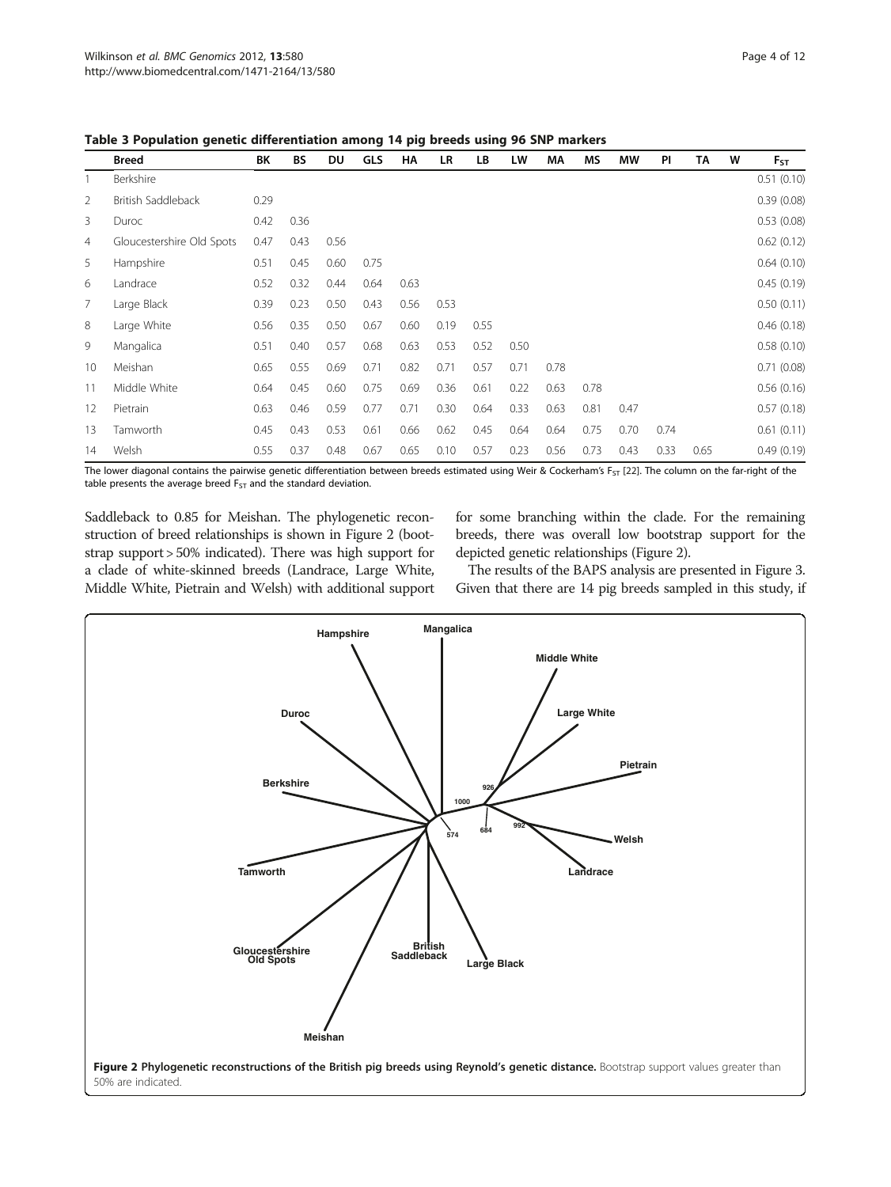**Table 3 Population genetic differentiation among 14 pig breeds using 96 SNP markers**

| | Breed | BK | BS | DU | GLS | HA | LR | LB | LW | MA | MS | MW | PI | TA | W | $F_{ST}$ |
|---|---|---|---|---|---|---|---|---|---|---|---|---|---|---|---|---|
| 1 | Berkshire | | | | | | | | | | | | | | | 0.51 (0.10) |
| 2 | British Saddleback | 0.29 | | | | | | | | | | | | | | 0.39 (0.08) |
| 3 | Duroc | 0.42 | 0.36 | | | | | | | | | | | | | 0.53 (0.08) |
| 4 | Gloucestershire Old Spots | 0.47 | 0.43 | 0.56 | | | | | | | | | | | | 0.62 (0.12) |
| 5 | Hampshire | 0.51 | 0.45 | 0.60 | 0.75 | | | | | | | | | | | 0.64 (0.10) |
| 6 | Landrace | 0.52 | 0.32 | 0.44 | 0.64 | 0.63 | | | | | | | | | | 0.45 (0.19) |
| 7 | Large Black | 0.39 | 0.23 | 0.50 | 0.43 | 0.56 | 0.53 | | | | | | | | | 0.50 (0.11) |
| 8 | Large White | 0.56 | 0.35 | 0.50 | 0.67 | 0.60 | 0.19 | 0.55 | | | | | | | | 0.46 (0.18) |
| 9 | Mangalica | 0.51 | 0.40 | 0.57 | 0.68 | 0.63 | 0.53 | 0.52 | 0.50 | | | | | | | 0.58 (0.10) |
| 10 | Meishan | 0.65 | 0.55 | 0.69 | 0.71 | 0.82 | 0.71 | 0.57 | 0.71 | 0.78 | | | | | | 0.71 (0.08) |
| 11 | Middle White | 0.64 | 0.45 | 0.60 | 0.75 | 0.69 | 0.36 | 0.61 | 0.22 | 0.63 | 0.78 | | | | | 0.56 (0.16) |
| 12 | Pietrain | 0.63 | 0.46 | 0.59 | 0.77 | 0.71 | 0.30 | 0.64 | 0.33 | 0.63 | 0.81 | 0.47 | | | | 0.57 (0.18) |
| 13 | Tamworth | 0.45 | 0.43 | 0.53 | 0.61 | 0.66 | 0.62 | 0.45 | 0.64 | 0.64 | 0.75 | 0.70 | 0.74 | | | 0.61 (0.11) |
| 14 | Welsh | 0.55 | 0.37 | 0.48 | 0.67 | 0.65 | 0.10 | 0.57 | 0.23 | 0.56 | 0.73 | 0.43 | 0.33 | 0.65 | | 0.49 (0.19) |

The lower diagonal contains the pairwise genetic differentiation between breeds estimated using Weir & Cockerham's $F_{ST}$ [22]. The column on the far-right of the table presents the average breed $F_{ST}$ and the standard deviation.

Saddleback to 0.85 for Meishan. The phylogenetic reconstruction of breed relationships is shown in Figure 2 (bootstrap support > 50% indicated). There was high support for a clade of white-skinned breeds (Landrace, Large White, Middle White, Pietrain and Welsh) with additional support for some branching within the clade. For the remaining breeds, there was overall low bootstrap support for the depicted genetic relationships (Figure 2).

The results of the BAPS analysis are presented in Figure 3. Given that there are 14 pig breeds sampled in this study, if

**Figure 2 Phylogenetic reconstructions of the British pig breeds using Reynold's genetic distance.** Bootstrap support values greater than 50% are indicated.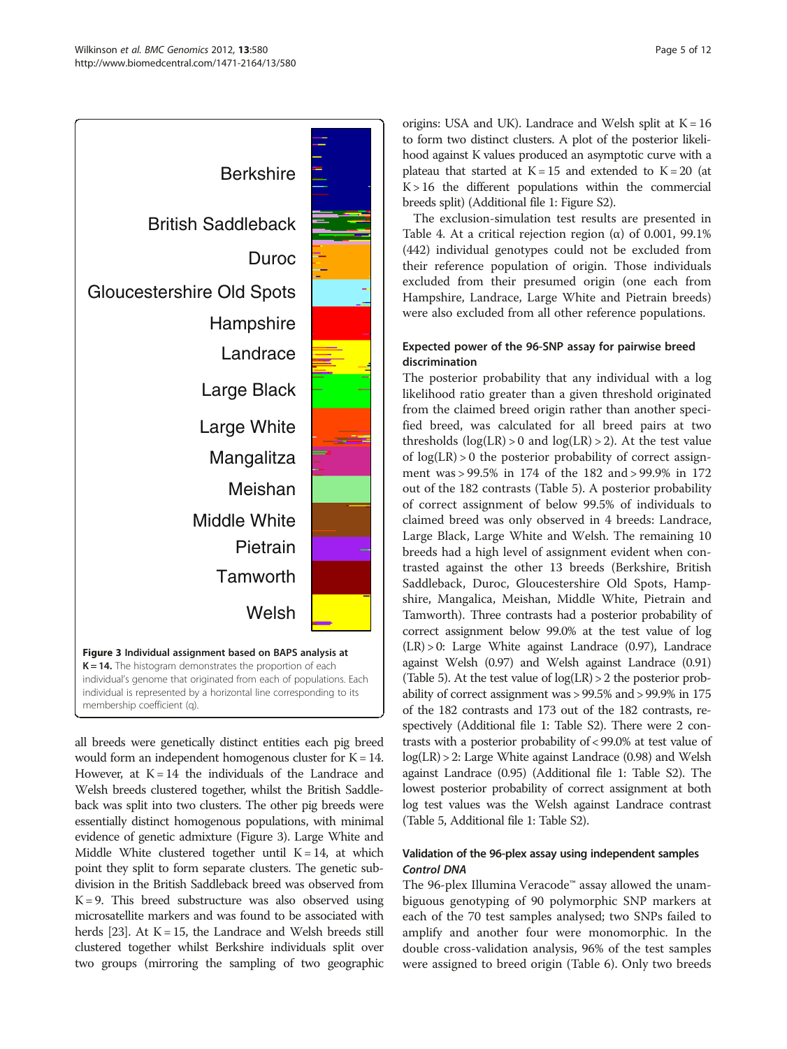**Figure 3 Individual assignment based on BAPS analysis at K = 14.** The histogram demonstrates the proportion of each individual's genome that originated from each of populations. Each individual is represented by a horizontal line corresponding to its membership coefficient (q).

all breeds were genetically distinct entities each pig breed would form an independent homogenous cluster for K = 14. However, at K = 14 the individuals of the Landrace and Welsh breeds clustered together, whilst the British Saddleback was split into two clusters. The other pig breeds were essentially distinct homogenous populations, with minimal evidence of genetic admixture (Figure 3). Large White and Middle White clustered together until K = 14, at which point they split to form separate clusters. The genetic subdivision in the British Saddleback breed was observed from K = 9. This breed substructure was also observed using microsatellite markers and was found to be associated with herds [23]. At K = 15, the Landrace and Welsh breeds still clustered together whilst Berkshire individuals split over two groups (mirroring the sampling of two geographic origins: USA and UK). Landrace and Welsh split at K = 16 to form two distinct clusters. A plot of the posterior likelihood against K values produced an asymptotic curve with a plateau that started at K = 15 and extended to K = 20 (at K > 16 the different populations within the commercial breeds split) (Additional file 1: Figure S2).

The exclusion-simulation test results are presented in Table 4. At a critical rejection region (α) of 0.001, 99.1% (442) individual genotypes could not be excluded from their reference population of origin. Those individuals excluded from their presumed origin (one each from Hampshire, Landrace, Large White and Pietrain breeds) were also excluded from all other reference populations.

### Expected power of the 96-SNP assay for pairwise breed discrimination

The posterior probability that any individual with a log likelihood ratio greater than a given threshold originated from the claimed breed origin rather than another specified breed, was calculated for all breed pairs at two thresholds (log(LR) > 0 and log(LR) > 2). At the test value of log(LR) > 0 the posterior probability of correct assignment was > 99.5% in 174 of the 182 and > 99.9% in 172 out of the 182 contrasts (Table 5). A posterior probability of correct assignment of below 99.5% of individuals to claimed breed was only observed in 4 breeds: Landrace, Large Black, Large White and Welsh. The remaining 10 breeds had a high level of assignment evident when contrasted against the other 13 breeds (Berkshire, British Saddleback, Duroc, Gloucestershire Old Spots, Hampshire, Mangalica, Meishan, Middle White, Pietrain and Tamworth). Three contrasts had a posterior probability of correct assignment below 99.0% at the test value of log (LR) > 0: Large White against Landrace (0.97), Landrace against Welsh (0.97) and Welsh against Landrace (0.91) (Table 5). At the test value of log(LR) > 2 the posterior probability of correct assignment was > 99.5% and > 99.9% in 175 of the 182 contrasts and 173 out of the 182 contrasts, respectively (Additional file 1: Table S2). There were 2 contrasts with a posterior probability of < 99.0% at test value of log(LR) > 2: Large White against Landrace (0.98) and Welsh against Landrace (0.95) (Additional file 1: Table S2). The lowest posterior probability of correct assignment at both log test values was the Welsh against Landrace contrast (Table 5, Additional file 1: Table S2).

### Validation of the 96-plex assay using independent samples

#### *Control DNA*

The 96-plex Illumina Veracode™ assay allowed the unambiguous genotyping of 90 polymorphic SNP markers at each of the 70 test samples analysed; two SNPs failed to amplify and another four were monomorphic. In the double cross-validation analysis, 96% of the test samples were assigned to breed origin (Table 6). Only two breeds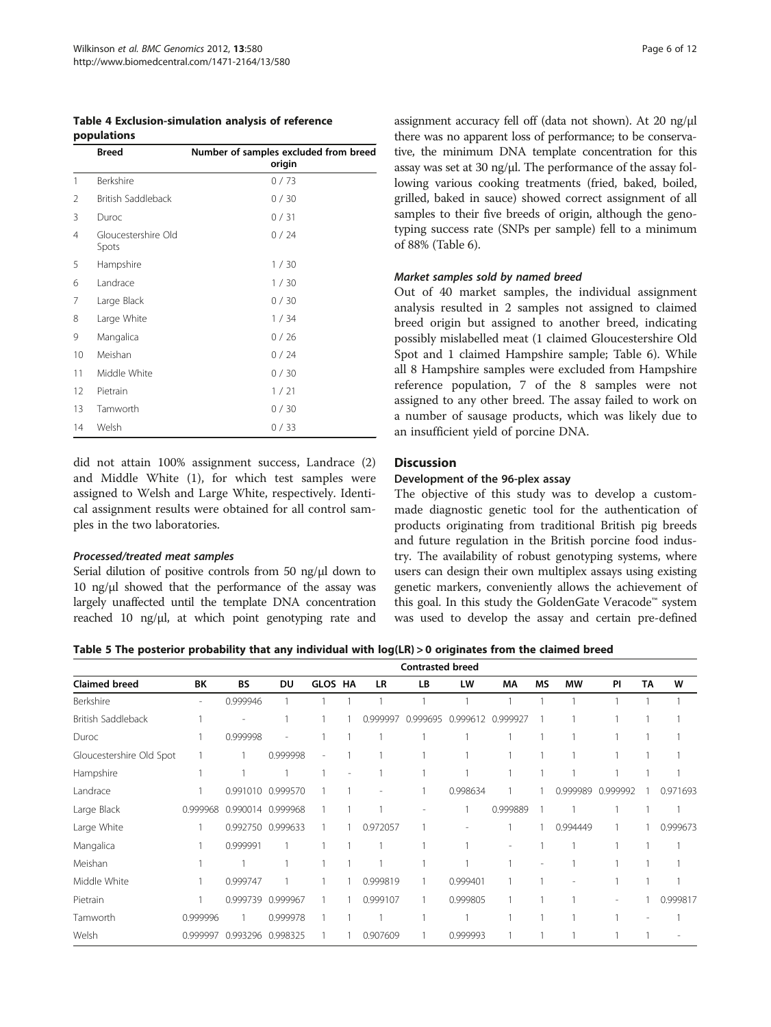**Table 4 Exclusion-simulation analysis of reference populations**

| | Breed | Number of samples excluded from breed origin |
|---|---|---|
| 1 | Berkshire | 0 / 73 |
| 2 | British Saddleback | 0 / 30 |
| 3 | Duroc | 0 / 31 |
| 4 | Gloucestershire Old Spots | 0 / 24 |
| 5 | Hampshire | 1 / 30 |
| 6 | Landrace | 1 / 30 |
| 7 | Large Black | 0 / 30 |
| 8 | Large White | 1 / 34 |
| 9 | Mangalica | 0 / 26 |
| 10 | Meishan | 0 / 24 |
| 11 | Middle White | 0 / 30 |
| 12 | Pietrain | 1 / 21 |
| 13 | Tamworth | 0 / 30 |
| 14 | Welsh | 0 / 33 |

did not attain 100% assignment success, Landrace (2) and Middle White (1), for which test samples were assigned to Welsh and Large White, respectively. Identical assignment results were obtained for all control samples in the two laboratories.

#### *Processed/treated meat samples*

Serial dilution of positive controls from 50 ng/μl down to 10 ng/μl showed that the performance of the assay was largely unaffected until the template DNA concentration reached 10 ng/μl, at which point genotyping rate and assignment accuracy fell off (data not shown). At 20 ng/μl there was no apparent loss of performance; to be conservative, the minimum DNA template concentration for this assay was set at 30 ng/μl. The performance of the assay following various cooking treatments (fried, baked, boiled, grilled, baked in sauce) showed correct assignment of all samples to their five breeds of origin, although the genotyping success rate (SNPs per sample) fell to a minimum of 88% (Table 6).

#### *Market samples sold by named breed*

Out of 40 market samples, the individual assignment analysis resulted in 2 samples not assigned to claimed breed origin but assigned to another breed, indicating possibly mislabelled meat (1 claimed Gloucestershire Old Spot and 1 claimed Hampshire sample; Table 6). While all 8 Hampshire samples were excluded from Hampshire reference population, 7 of the 8 samples were not assigned to any other breed. The assay failed to work on a number of sausage products, which was likely due to an insufficient yield of porcine DNA.

## Discussion

### Development of the 96-plex assay

The objective of this study was to develop a custom-made diagnostic genetic tool for the authentication of products originating from traditional British pig breeds and future regulation in the British porcine food industry. The availability of robust genotyping systems, where users can design their own multiplex assays using existing genetic markers, conveniently allows the achievement of this goal. In this study the GoldenGate Veracode™ system was used to develop the assay and certain pre-defined

**Table 5 The posterior probability that any individual with log(LR) > 0 originates from the claimed breed**

| | Contrasted breed | | | | | | | | | | | | | |
|---|---|---|---|---|---|---|---|---|---|---|---|---|---|---|
| **Claimed breed** | **BK** | **BS** | **DU** | **GLOS** | **HA** | **LR** | **LB** | **LW** | **MA** | **MS** | **MW** | **PI** | **TA** | **W** |
| Berkshire | - | 0.999946 | 1 | 1 | 1 | 1 | 1 | 1 | 1 | 1 | 1 | 1 | 1 | 1 |
| British Saddleback | 1 | - | 1 | 1 | 1 | 0.999997 | 0.999695 | 0.999612 | 0.999927 | 1 | 1 | 1 | 1 | 1 |
| Duroc | 1 | 0.999998 | - | 1 | 1 | 1 | 1 | 1 | 1 | 1 | 1 | 1 | 1 | 1 |
| Gloucestershire Old Spot | 1 | 1 | 0.999998 | - | 1 | 1 | 1 | 1 | 1 | 1 | 1 | 1 | 1 | 1 |
| Hampshire | 1 | 1 | 1 | 1 | - | 1 | 1 | 1 | 1 | 1 | 1 | 1 | 1 | 1 |
| Landrace | 1 | 0.991010 | 0.999570 | 1 | 1 | - | 1 | 0.998634 | 1 | 1 | 0.999989 | 0.999992 | 1 | 0.971693 |
| Large Black | 0.999968 | 0.990014 | 0.999968 | 1 | 1 | 1 | - | 1 | 0.999889 | 1 | 1 | 1 | 1 | 1 |
| Large White | 1 | 0.992750 | 0.999633 | 1 | 1 | 0.972057 | 1 | - | 1 | 1 | 0.994449 | 1 | 1 | 0.999673 |
| Mangalica | 1 | 0.999991 | 1 | 1 | 1 | 1 | 1 | 1 | - | 1 | 1 | 1 | 1 | 1 |
| Meishan | 1 | 1 | 1 | 1 | 1 | 1 | 1 | 1 | 1 | - | 1 | 1 | 1 | 1 |
| Middle White | 1 | 0.999747 | 1 | 1 | 1 | 0.999819 | 1 | 0.999401 | 1 | 1 | - | 1 | 1 | 1 |
| Pietrain | 1 | 0.999739 | 0.999967 | 1 | 1 | 0.999107 | 1 | 0.999805 | 1 | 1 | 1 | - | 1 | 0.999817 |
| Tamworth | 0.999996 | 1 | 0.999978 | 1 | 1 | 1 | 1 | 1 | 1 | 1 | 1 | 1 | - | 1 |
| Welsh | 0.999997 | 0.993296 | 0.998325 | 1 | 1 | 0.907609 | 1 | 0.999993 | 1 | 1 | 1 | 1 | 1 | - |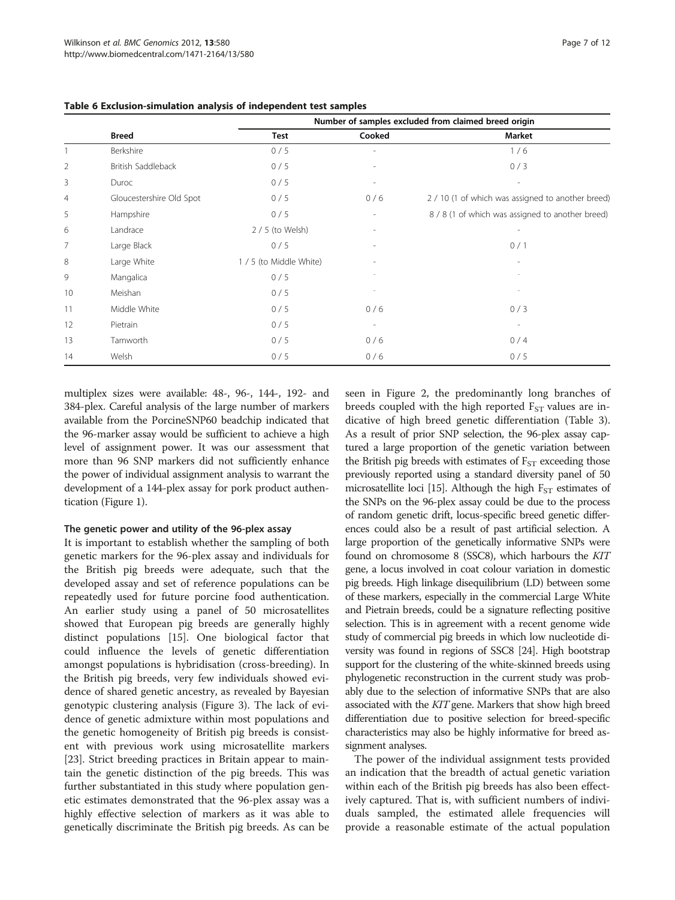**Table 6 Exclusion-simulation analysis of independent test samples**

| | Breed | Number of samples excluded from claimed breed origin | | |
|---|---|---|---|---|
| | | Test | Cooked | Market |
| 1 | Berkshire | 0 / 5 | - | 1 / 6 |
| 2 | British Saddleback | 0 / 5 | - | 0 / 3 |
| 3 | Duroc | 0 / 5 | - | - |
| 4 | Gloucestershire Old Spot | 0 / 5 | 0 / 6 | 2 / 10 (1 of which was assigned to another breed) |
| 5 | Hampshire | 0 / 5 | - | 8 / 8 (1 of which was assigned to another breed) |
| 6 | Landrace | 2 / 5 (to Welsh) | - | - |
| 7 | Large Black | 0 / 5 | - | 0 / 1 |
| 8 | Large White | 1 / 5 (to Middle White) | - | - |
| 9 | Mangalica | 0 / 5 | - | - |
| 10 | Meishan | 0 / 5 | - | - |
| 11 | Middle White | 0 / 5 | 0 / 6 | 0 / 3 |
| 12 | Pietrain | 0 / 5 | - | - |
| 13 | Tamworth | 0 / 5 | 0 / 6 | 0 / 4 |
| 14 | Welsh | 0 / 5 | 0 / 6 | 0 / 5 |

multiplex sizes were available: 48-, 96-, 144-, 192- and 384-plex. Careful analysis of the large number of markers available from the PorcineSNP60 beadchip indicated that the 96-marker assay would be sufficient to achieve a high level of assignment power. It was our assessment that more than 96 SNP markers did not sufficiently enhance the power of individual assignment analysis to warrant the development of a 144-plex assay for pork product authentication (Figure 1).

### The genetic power and utility of the 96-plex assay

It is important to establish whether the sampling of both genetic markers for the 96-plex assay and individuals for the British pig breeds were adequate, such that the developed assay and set of reference populations can be repeatedly used for future porcine food authentication. An earlier study using a panel of 50 microsatellites showed that European pig breeds are generally highly distinct populations [15]. One biological factor that could influence the levels of genetic differentiation amongst populations is hybridisation (cross-breeding). In the British pig breeds, very few individuals showed evidence of shared genetic ancestry, as revealed by Bayesian genotypic clustering analysis (Figure 3). The lack of evidence of genetic admixture within most populations and the genetic homogeneity of British pig breeds is consistent with previous work using microsatellite markers [23]. Strict breeding practices in Britain appear to maintain the genetic distinction of the pig breeds. This was further substantiated in this study where population genetic estimates demonstrated that the 96-plex assay was a highly effective selection of markers as it was able to genetically discriminate the British pig breeds. As can be seen in Figure 2, the predominantly long branches of breeds coupled with the high reported $F_{ST}$ values are indicative of high breed genetic differentiation (Table 3). As a result of prior SNP selection, the 96-plex assay captured a large proportion of the genetic variation between the British pig breeds with estimates of $F_{ST}$ exceeding those previously reported using a standard diversity panel of 50 microsatellite loci [15]. Although the high $F_{ST}$ estimates of the SNPs on the 96-plex assay could be due to the process of random genetic drift, locus-specific breed genetic differences could also be a result of past artificial selection. A large proportion of the genetically informative SNPs were found on chromosome 8 (SSC8), which harbours the *KIT* gene, a locus involved in coat colour variation in domestic pig breeds. High linkage disequilibrium (LD) between some of these markers, especially in the commercial Large White and Pietrain breeds, could be a signature reflecting positive selection. This is in agreement with a recent genome wide study of commercial pig breeds in which low nucleotide diversity was found in regions of SSC8 [24]. High bootstrap support for the clustering of the white-skinned breeds using phylogenetic reconstruction in the current study was probably due to the selection of informative SNPs that are also associated with the *KIT* gene. Markers that show high breed differentiation due to positive selection for breed-specific characteristics may also be highly informative for breed assignment analyses.

The power of the individual assignment tests provided an indication that the breadth of actual genetic variation within each of the British pig breeds has also been effectively captured. That is, with sufficient numbers of individuals sampled, the estimated allele frequencies will provide a reasonable estimate of the actual population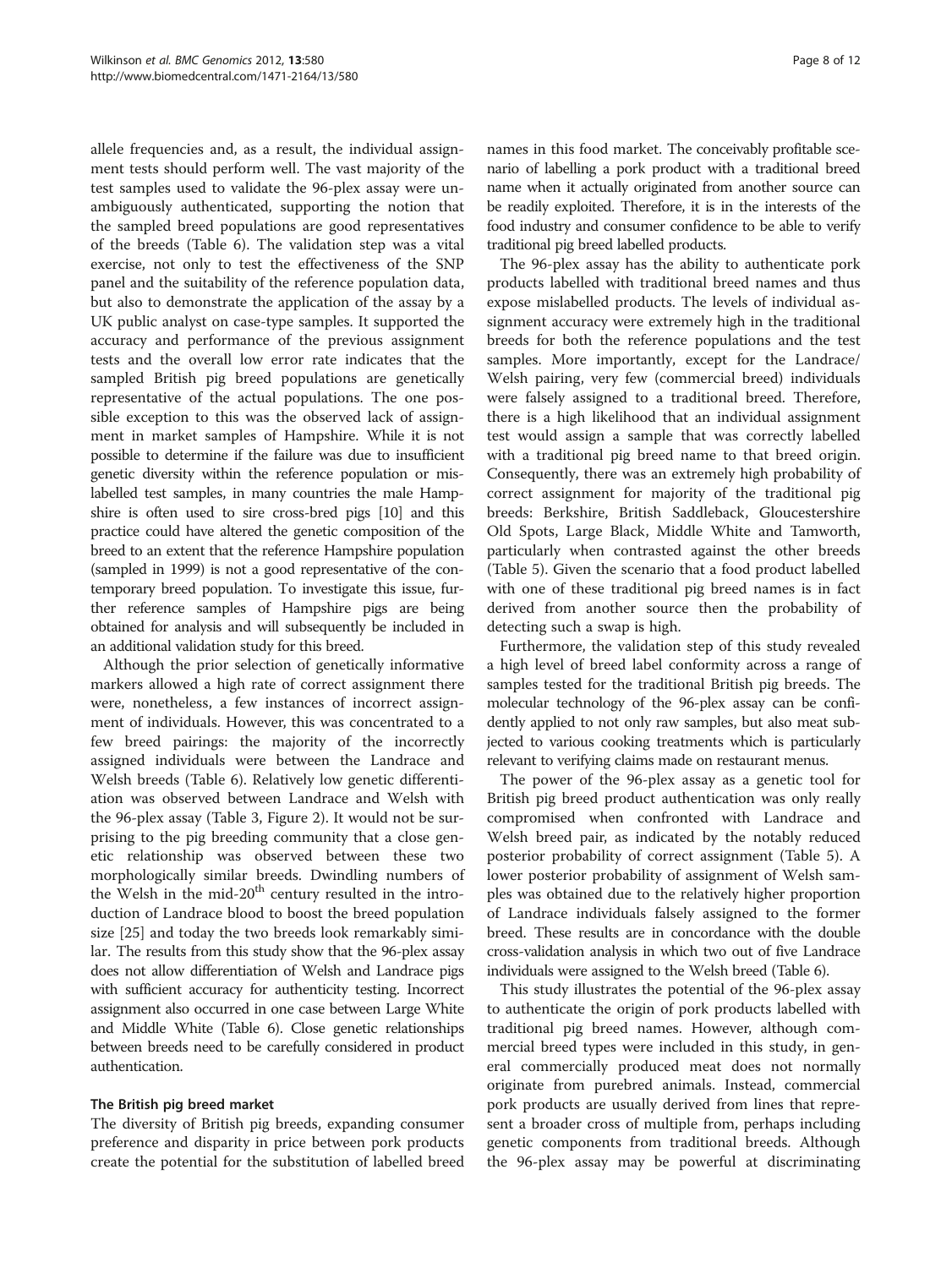allele frequencies and, as a result, the individual assignment tests should perform well. The vast majority of the test samples used to validate the 96-plex assay were unambiguously authenticated, supporting the notion that the sampled breed populations are good representatives of the breeds (Table 6). The validation step was a vital exercise, not only to test the effectiveness of the SNP panel and the suitability of the reference population data, but also to demonstrate the application of the assay by a UK public analyst on case-type samples. It supported the accuracy and performance of the previous assignment tests and the overall low error rate indicates that the sampled British pig breed populations are genetically representative of the actual populations. The one possible exception to this was the observed lack of assignment in market samples of Hampshire. While it is not possible to determine if the failure was due to insufficient genetic diversity within the reference population or mislabelled test samples, in many countries the male Hampshire is often used to sire cross-bred pigs [10] and this practice could have altered the genetic composition of the breed to an extent that the reference Hampshire population (sampled in 1999) is not a good representative of the contemporary breed population. To investigate this issue, further reference samples of Hampshire pigs are being obtained for analysis and will subsequently be included in an additional validation study for this breed.

Although the prior selection of genetically informative markers allowed a high rate of correct assignment there were, nonetheless, a few instances of incorrect assignment of individuals. However, this was concentrated to a few breed pairings: the majority of the incorrectly assigned individuals were between the Landrace and Welsh breeds (Table 6). Relatively low genetic differentiation was observed between Landrace and Welsh with the 96-plex assay (Table 3, Figure 2). It would not be surprising to the pig breeding community that a close genetic relationship was observed between these two morphologically similar breeds. Dwindling numbers of the Welsh in the mid-20th century resulted in the introduction of Landrace blood to boost the breed population size [25] and today the two breeds look remarkably similar. The results from this study show that the 96-plex assay does not allow differentiation of Welsh and Landrace pigs with sufficient accuracy for authenticity testing. Incorrect assignment also occurred in one case between Large White and Middle White (Table 6). Close genetic relationships between breeds need to be carefully considered in product authentication.

### The British pig breed market

The diversity of British pig breeds, expanding consumer preference and disparity in price between pork products create the potential for the substitution of labelled breed names in this food market. The conceivably profitable scenario of labelling a pork product with a traditional breed name when it actually originated from another source can be readily exploited. Therefore, it is in the interests of the food industry and consumer confidence to be able to verify traditional pig breed labelled products.

The 96-plex assay has the ability to authenticate pork products labelled with traditional breed names and thus expose mislabelled products. The levels of individual assignment accuracy were extremely high in the traditional breeds for both the reference populations and the test samples. More importantly, except for the Landrace/Welsh pairing, very few (commercial breed) individuals were falsely assigned to a traditional breed. Therefore, there is a high likelihood that an individual assignment test would assign a sample that was correctly labelled with a traditional pig breed name to that breed origin. Consequently, there was an extremely high probability of correct assignment for majority of the traditional pig breeds: Berkshire, British Saddleback, Gloucestershire Old Spots, Large Black, Middle White and Tamworth, particularly when contrasted against the other breeds (Table 5). Given the scenario that a food product labelled with one of these traditional pig breed names is in fact derived from another source then the probability of detecting such a swap is high.

Furthermore, the validation step of this study revealed a high level of breed label conformity across a range of samples tested for the traditional British pig breeds. The molecular technology of the 96-plex assay can be confidently applied to not only raw samples, but also meat subjected to various cooking treatments which is particularly relevant to verifying claims made on restaurant menus.

The power of the 96-plex assay as a genetic tool for British pig breed product authentication was only really compromised when confronted with Landrace and Welsh breed pair, as indicated by the notably reduced posterior probability of correct assignment (Table 5). A lower posterior probability of assignment of Welsh samples was obtained due to the relatively higher proportion of Landrace individuals falsely assigned to the former breed. These results are in concordance with the double cross-validation analysis in which two out of five Landrace individuals were assigned to the Welsh breed (Table 6).

This study illustrates the potential of the 96-plex assay to authenticate the origin of pork products labelled with traditional pig breed names. However, although commercial breed types were included in this study, in general commercially produced meat does not normally originate from purebred animals. Instead, commercial pork products are usually derived from lines that represent a broader cross of multiple from, perhaps including genetic components from traditional breeds. Although the 96-plex assay may be powerful at discriminating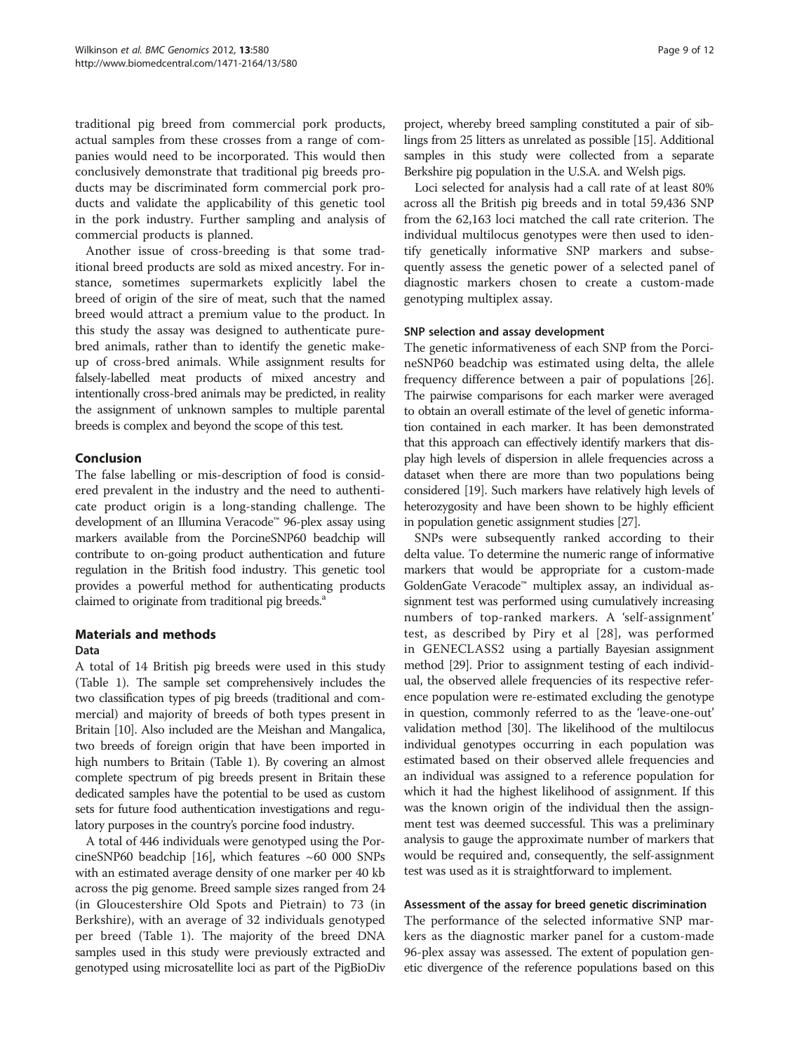traditional pig breed from commercial pork products, actual samples from these crosses from a range of companies would need to be incorporated. This would then conclusively demonstrate that traditional pig breeds products may be discriminated form commercial pork products and validate the applicability of this genetic tool in the pork industry. Further sampling and analysis of commercial products is planned.

Another issue of cross-breeding is that some traditional breed products are sold as mixed ancestry. For instance, sometimes supermarkets explicitly label the breed of origin of the sire of meat, such that the named breed would attract a premium value to the product. In this study the assay was designed to authenticate purebred animals, rather than to identify the genetic makeup of cross-bred animals. While assignment results for falsely-labelled meat products of mixed ancestry and intentionally cross-bred animals may be predicted, in reality the assignment of unknown samples to multiple parental breeds is complex and beyond the scope of this test.

## Conclusion

The false labelling or mis-description of food is considered prevalent in the industry and the need to authenticate product origin is a long-standing challenge. The development of an Illumina Veracode™ 96-plex assay using markers available from the PorcineSNP60 beadchip will contribute to on-going product authentication and future regulation in the British food industry. This genetic tool provides a powerful method for authenticating products claimed to originate from traditional pig breeds.[a]

## Materials and methods

### Data

A total of 14 British pig breeds were used in this study (Table 1). The sample set comprehensively includes the two classification types of pig breeds (traditional and commercial) and majority of breeds of both types present in Britain [10]. Also included are the Meishan and Mangalica, two breeds of foreign origin that have been imported in high numbers to Britain (Table 1). By covering an almost complete spectrum of pig breeds present in Britain these dedicated samples have the potential to be used as custom sets for future food authentication investigations and regulatory purposes in the country's porcine food industry.

A total of 446 individuals were genotyped using the PorcineSNP60 beadchip [16], which features ~60 000 SNPs with an estimated average density of one marker per 40 kb across the pig genome. Breed sample sizes ranged from 24 (in Gloucestershire Old Spots and Pietrain) to 73 (in Berkshire), with an average of 32 individuals genotyped per breed (Table 1). The majority of the breed DNA samples used in this study were previously extracted and genotyped using microsatellite loci as part of the PigBioDiv project, whereby breed sampling constituted a pair of siblings from 25 litters as unrelated as possible [15]. Additional samples in this study were collected from a separate Berkshire pig population in the U.S.A. and Welsh pigs.

Loci selected for analysis had a call rate of at least 80% across all the British pig breeds and in total 59,436 SNP from the 62,163 loci matched the call rate criterion. The individual multilocus genotypes were then used to identify genetically informative SNP markers and subsequently assess the genetic power of a selected panel of diagnostic markers chosen to create a custom-made genotyping multiplex assay.

### SNP selection and assay development

The genetic informativeness of each SNP from the PorcineSNP60 beadchip was estimated using delta, the allele frequency difference between a pair of populations [26]. The pairwise comparisons for each marker were averaged to obtain an overall estimate of the level of genetic information contained in each marker. It has been demonstrated that this approach can effectively identify markers that display high levels of dispersion in allele frequencies across a dataset when there are more than two populations being considered [19]. Such markers have relatively high levels of heterozygosity and have been shown to be highly efficient in population genetic assignment studies [27].

SNPs were subsequently ranked according to their delta value. To determine the numeric range of informative markers that would be appropriate for a custom-made GoldenGate Veracode™ multiplex assay, an individual assignment test was performed using cumulatively increasing numbers of top-ranked markers. A 'self-assignment' test, as described by Piry et al [28], was performed in GENECLASS2 using a partially Bayesian assignment method [29]. Prior to assignment testing of each individual, the observed allele frequencies of its respective reference population were re-estimated excluding the genotype in question, commonly referred to as the 'leave-one-out' validation method [30]. The likelihood of the multilocus individual genotypes occurring in each population was estimated based on their observed allele frequencies and an individual was assigned to a reference population for which it had the highest likelihood of assignment. If this was the known origin of the individual then the assignment test was deemed successful. This was a preliminary analysis to gauge the approximate number of markers that would be required and, consequently, the self-assignment test was used as it is straightforward to implement.

### Assessment of the assay for breed genetic discrimination

The performance of the selected informative SNP markers as the diagnostic marker panel for a custom-made 96-plex assay was assessed. The extent of population genetic divergence of the reference populations based on this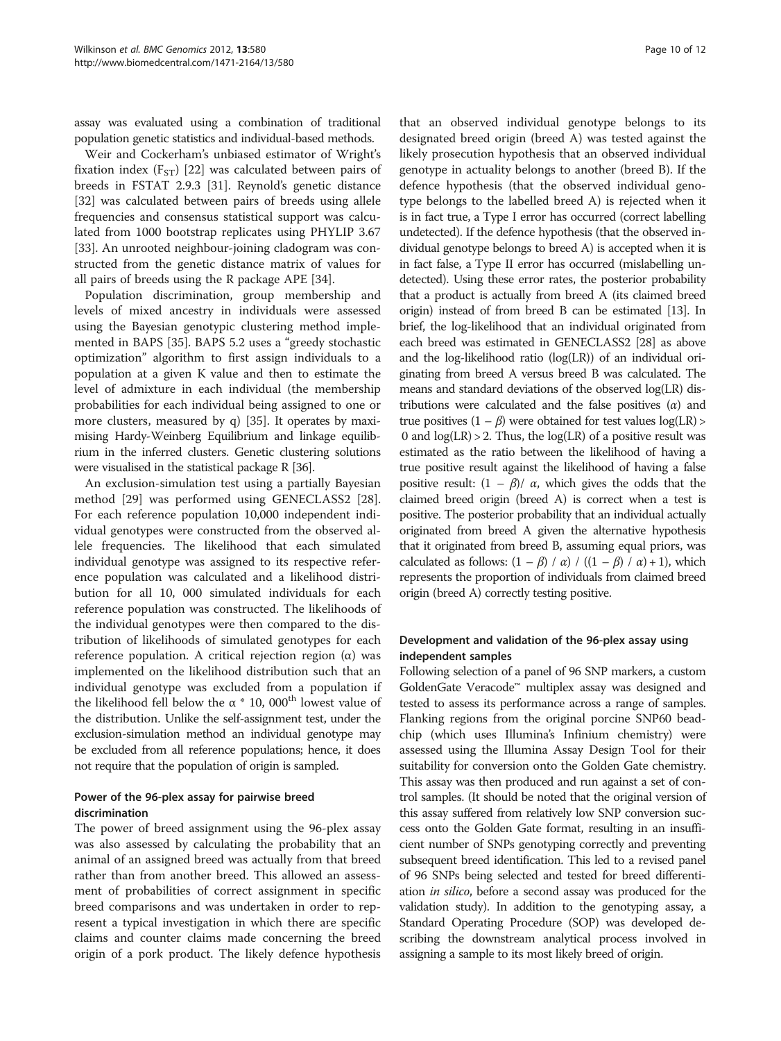assay was evaluated using a combination of traditional population genetic statistics and individual-based methods.

Weir and Cockerham's unbiased estimator of Wright's fixation index ($F_{ST}$) [22] was calculated between pairs of breeds in FSTAT 2.9.3 [31]. Reynold's genetic distance [32] was calculated between pairs of breeds using allele frequencies and consensus statistical support was calculated from 1000 bootstrap replicates using PHYLIP 3.67 [33]. An unrooted neighbour-joining cladogram was constructed from the genetic distance matrix of values for all pairs of breeds using the R package APE [34].

Population discrimination, group membership and levels of mixed ancestry in individuals were assessed using the Bayesian genotypic clustering method implemented in BAPS [35]. BAPS 5.2 uses a "greedy stochastic optimization" algorithm to first assign individuals to a population at a given K value and then to estimate the level of admixture in each individual (the membership probabilities for each individual being assigned to one or more clusters, measured by q) [35]. It operates by maximising Hardy-Weinberg Equilibrium and linkage equilibrium in the inferred clusters. Genetic clustering solutions were visualised in the statistical package R [36].

An exclusion-simulation test using a partially Bayesian method [29] was performed using GENECLASS2 [28]. For each reference population 10,000 independent individual genotypes were constructed from the observed allele frequencies. The likelihood that each simulated individual genotype was assigned to its respective reference population was calculated and a likelihood distribution for all 10, 000 simulated individuals for each reference population was constructed. The likelihoods of the individual genotypes were then compared to the distribution of likelihoods of simulated genotypes for each reference population. A critical rejection region (α) was implemented on the likelihood distribution such that an individual genotype was excluded from a population if the likelihood fell below the $\alpha$ * 10, 000[th] lowest value of the distribution. Unlike the self-assignment test, under the exclusion-simulation method an individual genotype may be excluded from all reference populations; hence, it does not require that the population of origin is sampled.

### Power of the 96-plex assay for pairwise breed discrimination

The power of breed assignment using the 96-plex assay was also assessed by calculating the probability that an animal of an assigned breed was actually from that breed rather than from another breed. This allowed an assessment of probabilities of correct assignment in specific breed comparisons and was undertaken in order to represent a typical investigation in which there are specific claims and counter claims made concerning the breed origin of a pork product. The likely defence hypothesis that an observed individual genotype belongs to its designated breed origin (breed A) was tested against the likely prosecution hypothesis that an observed individual genotype in actuality belongs to another (breed B). If the defence hypothesis (that the observed individual genotype belongs to the labelled breed A) is rejected when it is in fact true, a Type I error has occurred (correct labelling undetected). If the defence hypothesis (that the observed individual genotype belongs to breed A) is accepted when it is in fact false, a Type II error has occurred (mislabelling undetected). Using these error rates, the posterior probability that a product is actually from breed A (its claimed breed origin) instead of from breed B can be estimated [13]. In brief, the log-likelihood that an individual originated from each breed was estimated in GENECLASS2 [28] as above and the log-likelihood ratio (log(LR)) of an individual originating from breed A versus breed B was calculated. The means and standard deviations of the observed log(LR) distributions were calculated and the false positives ($\alpha$) and true positives ($1 - \beta$) were obtained for test values $\log(LR) > 0$ and $\log(LR) > 2$. Thus, the log(LR) of a positive result was estimated as the ratio between the likelihood of having a true positive result against the likelihood of having a false positive result: $(1 - \beta)/ \alpha$, which gives the odds that the claimed breed origin (breed A) is correct when a test is positive. The posterior probability that an individual actually originated from breed A given the alternative hypothesis that it originated from breed B, assuming equal priors, was calculated as follows: $(1 - \beta) / \alpha) / ((1 - \beta) / \alpha) + 1)$, which represents the proportion of individuals from claimed breed origin (breed A) correctly testing positive.

### Development and validation of the 96-plex assay using independent samples

Following selection of a panel of 96 SNP markers, a custom GoldenGate Veracode™ multiplex assay was designed and tested to assess its performance across a range of samples. Flanking regions from the original porcine SNP60 beadchip (which uses Illumina's Infinium chemistry) were assessed using the Illumina Assay Design Tool for their suitability for conversion onto the Golden Gate chemistry. This assay was then produced and run against a set of control samples. (It should be noted that the original version of this assay suffered from relatively low SNP conversion success onto the Golden Gate format, resulting in an insufficient number of SNPs genotyping correctly and preventing subsequent breed identification. This led to a revised panel of 96 SNPs being selected and tested for breed differentiation *in silico*, before a second assay was produced for the validation study). In addition to the genotyping assay, a Standard Operating Procedure (SOP) was developed describing the downstream analytical process involved in assigning a sample to its most likely breed of origin.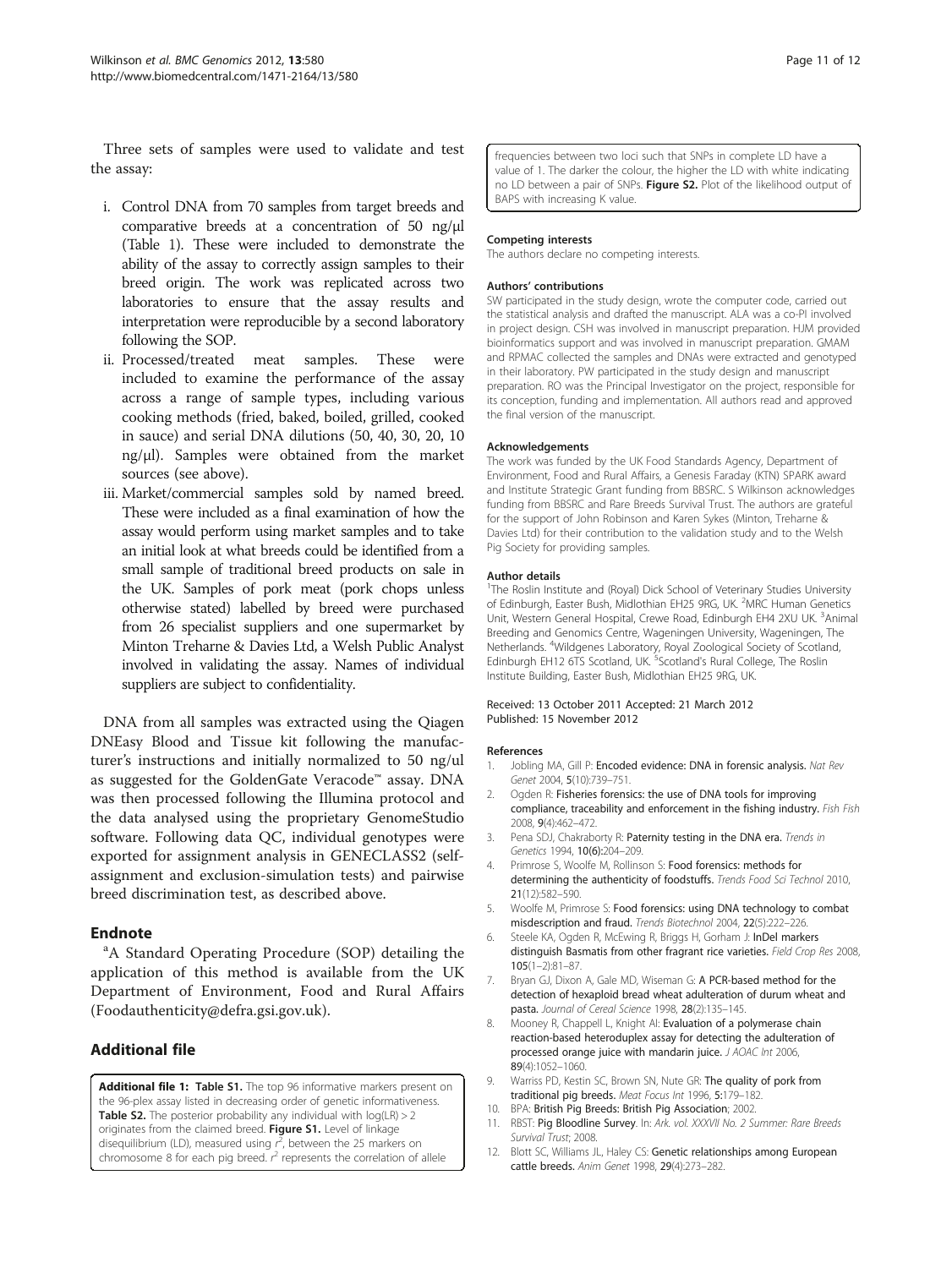Three sets of samples were used to validate and test the assay:

i. Control DNA from 70 samples from target breeds and comparative breeds at a concentration of 50 ng/μl (Table 1). These were included to demonstrate the ability of the assay to correctly assign samples to their breed origin. The work was replicated across two laboratories to ensure that the assay results and interpretation were reproducible by a second laboratory following the SOP.
ii. Processed/treated meat samples. These were included to examine the performance of the assay across a range of sample types, including various cooking methods (fried, baked, boiled, grilled, cooked in sauce) and serial DNA dilutions (50, 40, 30, 20, 10 ng/μl). Samples were obtained from the market sources (see above).
iii. Market/commercial samples sold by named breed. These were included as a final examination of how the assay would perform using market samples and to take an initial look at what breeds could be identified from a small sample of traditional breed products on sale in the UK. Samples of pork meat (pork chops unless otherwise stated) labelled by breed were purchased from 26 specialist suppliers and one supermarket by Minton Treharne & Davies Ltd, a Welsh Public Analyst involved in validating the assay. Names of individual suppliers are subject to confidentiality.

DNA from all samples was extracted using the Qiagen DNEasy Blood and Tissue kit following the manufacturer's instructions and initially normalized to 50 ng/ul as suggested for the GoldenGate Veracode™ assay. DNA was then processed following the Illumina protocol and the data analysed using the proprietary GenomeStudio software. Following data QC, individual genotypes were exported for assignment analysis in GENECLASS2 (self-assignment and exclusion-simulation tests) and pairwise breed discrimination test, as described above.

## Endnote

[a]A Standard Operating Procedure (SOP) detailing the application of this method is available from the UK Department of Environment, Food and Rural Affairs (Foodauthenticity@defra.gsi.gov.uk).

## Additional file

**Additional file 1: Table S1.** The top 96 informative markers present on the 96-plex assay listed in decreasing order of genetic informativeness. **Table S2.** The posterior probability any individual with log(LR) > 2 originates from the claimed breed. **Figure S1.** Level of linkage disequilibrium (LD), measured using $r^2$, between the 25 markers on chromosome 8 for each pig breed. $r^2$ represents the correlation of allele frequencies between two loci such that SNPs in complete LD have a value of 1. The darker the colour, the higher the LD with white indicating no LD between a pair of SNPs. **Figure S2.** Plot of the likelihood output of BAPS with increasing K value.

#### Competing interests

The authors declare no competing interests.

#### Authors' contributions

SW participated in the study design, wrote the computer code, carried out the statistical analysis and drafted the manuscript. ALA was a co-PI involved in project design. CSH was involved in manuscript preparation. HJM provided bioinformatics support and was involved in manuscript preparation. GMAM and RPMAC collected the samples and DNAs were extracted and genotyped in their laboratory. PW participated in the study design and manuscript preparation. RO was the Principal Investigator on the project, responsible for its conception, funding and implementation. All authors read and approved the final version of the manuscript.

#### Acknowledgements

The work was funded by the UK Food Standards Agency, Department of Environment, Food and Rural Affairs, a Genesis Faraday (KTN) SPARK award and Institute Strategic Grant funding from BBSRC. S Wilkinson acknowledges funding from BBSRC and Rare Breeds Survival Trust. The authors are grateful for the support of John Robinson and Karen Sykes (Minton, Treharne & Davies Ltd) for their contribution to the validation study and to the Welsh Pig Society for providing samples.

#### Author details

[1]The Roslin Institute and (Royal) Dick School of Veterinary Studies University of Edinburgh, Easter Bush, Midlothian EH25 9RG, UK. [2]MRC Human Genetics Unit, Western General Hospital, Crewe Road, Edinburgh EH4 2XU UK. [3]Animal Breeding and Genomics Centre, Wageningen University, Wageningen, The Netherlands. [4]Wildgenes Laboratory, Royal Zoological Society of Scotland, Edinburgh EH12 6TS Scotland, UK. [5]Scotland's Rural College, The Roslin Institute Building, Easter Bush, Midlothian EH25 9RG, UK.

Received: 13 October 2011 Accepted: 21 March 2012
Published: 15 November 2012

#### References

1. Jobling MA, Gill P: **Encoded evidence: DNA in forensic analysis.** *Nat Rev Genet* 2004, **5**(10):739–751.
2. Ogden R: **Fisheries forensics: the use of DNA tools for improving compliance, traceability and enforcement in the fishing industry.** *Fish Fish* 2008, **9**(4):462–472.
3. Pena SDJ, Chakraborty R: **Paternity testing in the DNA era.** *Trends in Genetics* 1994, **10(6)**:204–209.
4. Primrose S, Woolfe M, Rollinson S: **Food forensics: methods for determining the authenticity of foodstuffs.** *Trends Food Sci Technol* 2010, **21**(12):582–590.
5. Woolfe M, Primrose S: **Food forensics: using DNA technology to combat misdescription and fraud.** *Trends Biotechnol* 2004, **22**(5):222–226.
6. Steele KA, Ogden R, McEwing R, Briggs H, Gorham J: **InDel markers distinguish Basmatis from other fragrant rice varieties.** *Field Crop Res* 2008, **105**(1–2):81–87.
7. Bryan GJ, Dixon A, Gale MD, Wiseman G: **A PCR-based method for the detection of hexaploid bread wheat adulteration of durum wheat and pasta.** *Journal of Cereal Science* 1998, **28**(2):135–145.
8. Mooney R, Chappell L, Knight AI: **Evaluation of a polymerase chain reaction-based heteroduplex assay for detecting the adulteration of processed orange juice with mandarin juice.** *J AOAC Int* 2006, **89**(4):1052–1060.
9. Warriss PD, Kestin SC, Brown SN, Nute GR: **The quality of pork from traditional pig breeds.** *Meat Focus Int* 1996, **5**:179–182.
10. BPA: **British Pig Breeds: British Pig Association**; 2002.
11. RBST: **Pig Bloodline Survey**. In: *Ark. vol. XXXVII No. 2 Summer: Rare Breeds Survival Trust*; 2008.
12. Blott SC, Williams JL, Haley CS: **Genetic relationships among European cattle breeds.** *Anim Genet* 1998, **29**(4):273–282.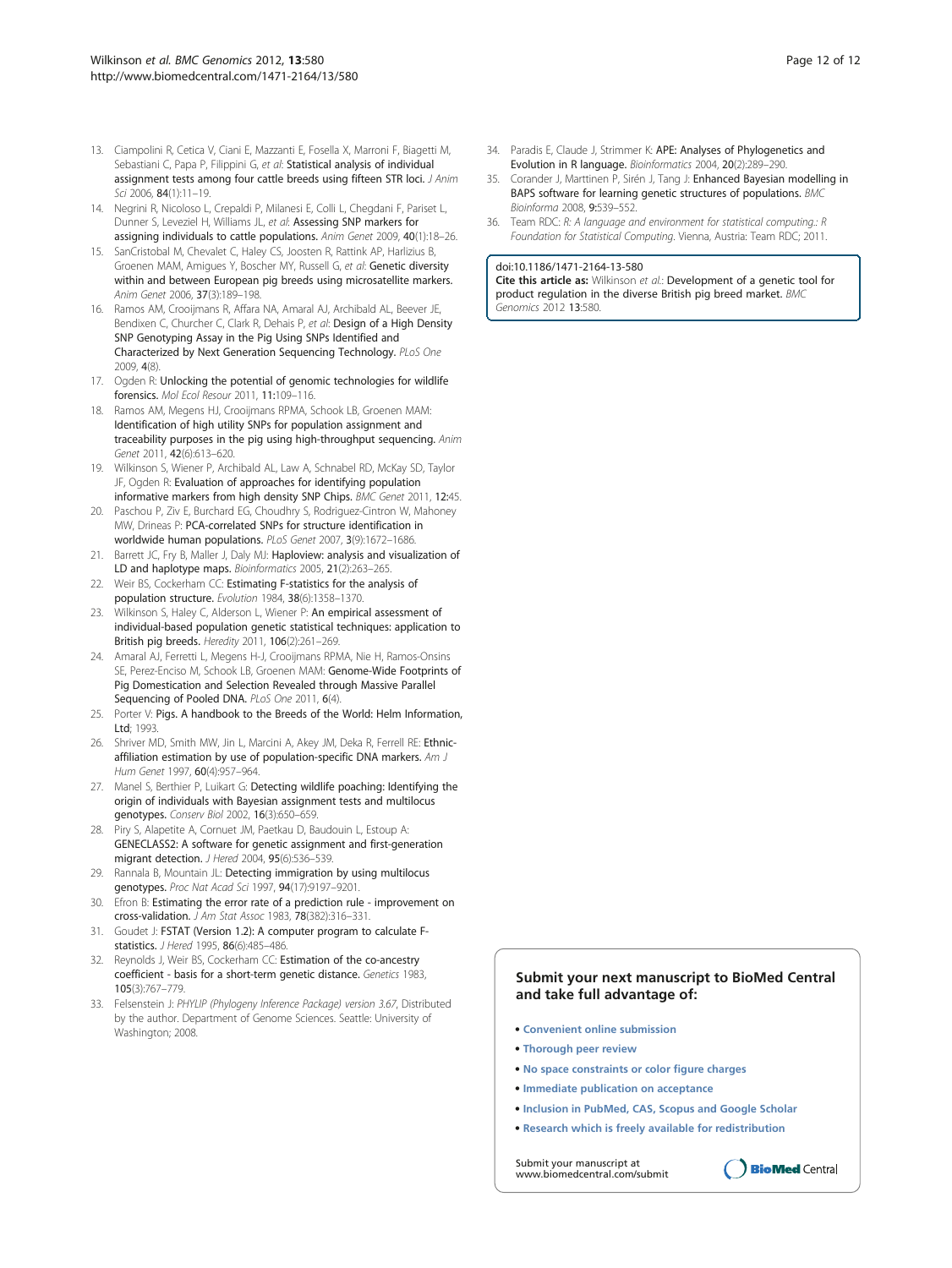13. Ciampolini R, Cetica V, Ciani E, Mazzanti E, Fosella X, Marroni F, Biagetti M, Sebastiani C, Papa P, Filippini G, *et al*: **Statistical analysis of individual assignment tests among four cattle breeds using fifteen STR loci.** *J Anim Sci* 2006, **84**(1):11–19.
14. Negrini R, Nicoloso L, Crepaldi P, Milanesi E, Colli L, Chegdani F, Pariset L, Dunner S, Leveziel H, Williams JL, *et al*: **Assessing SNP markers for assigning individuals to cattle populations.** *Anim Genet* 2009, **40**(1):18–26.
15. SanCristobal M, Chevalet C, Haley CS, Joosten R, Rattink AP, Harlizius B, Groenen MAM, Amigues Y, Boscher MY, Russell G, *et al*: **Genetic diversity within and between European pig breeds using microsatellite markers.** *Anim Genet* 2006, **37**(3):189–198.
16. Ramos AM, Crooijmans R, Affara NA, Amaral AJ, Archibald AL, Beever JE, Bendixen C, Churcher C, Clark R, Dehais P, *et al*: **Design of a High Density SNP Genotyping Assay in the Pig Using SNPs Identified and Characterized by Next Generation Sequencing Technology.** *PLoS One* 2009, **4**(8).
17. Ogden R: **Unlocking the potential of genomic technologies for wildlife forensics.** *Mol Ecol Resour* 2011, **11**:109–116.
18. Ramos AM, Megens HJ, Crooijmans RPMA, Schook LB, Groenen MAM: **Identification of high utility SNPs for population assignment and traceability purposes in the pig using high-throughput sequencing.** *Anim Genet* 2011, **42**(6):613–620.
19. Wilkinson S, Wiener P, Archibald AL, Law A, Schnabel RD, McKay SD, Taylor JF, Ogden R: **Evaluation of approaches for identifying population informative markers from high density SNP Chips.** *BMC Genet* 2011, **12**:45.
20. Paschou P, Ziv E, Burchard EG, Choudhry S, Rodriguez-Cintron W, Mahoney MW, Drineas P: **PCA-correlated SNPs for structure identification in worldwide human populations.** *PLoS Genet* 2007, **3**(9):1672–1686.
21. Barrett JC, Fry B, Maller J, Daly MJ: **Haploview: analysis and visualization of LD and haplotype maps.** *Bioinformatics* 2005, **21**(2):263–265.
22. Weir BS, Cockerham CC: **Estimating F-statistics for the analysis of population structure.** *Evolution* 1984, **38**(6):1358–1370.
23. Wilkinson S, Haley C, Alderson L, Wiener P: **An empirical assessment of individual-based population genetic statistical techniques: application to British pig breeds.** *Heredity* 2011, **106**(2):261–269.
24. Amaral AJ, Ferretti L, Megens H-J, Crooijmans RPMA, Nie H, Ramos-Onsins SE, Perez-Enciso M, Schook LB, Groenen MAM: **Genome-Wide Footprints of Pig Domestication and Selection Revealed through Massive Parallel Sequencing of Pooled DNA.** *PLoS One* 2011, **6**(4).
25. Porter V: **Pigs. A handbook to the Breeds of the World: Helm Information, Ltd**; 1993.
26. Shriver MD, Smith MW, Jin L, Marcini A, Akey JM, Deka R, Ferrell RE: **Ethnic-affiliation estimation by use of population-specific DNA markers.** *Am J Hum Genet* 1997, **60**(4):957–964.
27. Manel S, Berthier P, Luikart G: **Detecting wildlife poaching: Identifying the origin of individuals with Bayesian assignment tests and multilocus genotypes.** *Conserv Biol* 2002, **16**(3):650–659.
28. Piry S, Alapetite A, Cornuet JM, Paetkau D, Baudouin L, Estoup A: **GENECLASS2: A software for genetic assignment and first-generation migrant detection.** *J Hered* 2004, **95**(6):536–539.
29. Rannala B, Mountain JL: **Detecting immigration by using multilocus genotypes.** *Proc Nat Acad Sci* 1997, **94**(17):9197–9201.
30. Efron B: **Estimating the error rate of a prediction rule - improvement on cross-validation.** *J Am Stat Assoc* 1983, **78**(382):316–331.
31. Goudet J: **FSTAT (Version 1.2): A computer program to calculate F-statistics.** *J Hered* 1995, **86**(6):485–486.
32. Reynolds J, Weir BS, Cockerham CC: **Estimation of the co-ancestry coefficient - basis for a short-term genetic distance.** *Genetics* 1983, **105**(3):767–779.
33. Felsenstein J: *PHYLIP (Phylogeny Inference Package) version 3.67*, Distributed by the author. Department of Genome Sciences. Seattle: University of Washington; 2008.
34. Paradis E, Claude J, Strimmer K: **APE: Analyses of Phylogenetics and Evolution in R language.** *Bioinformatics* 2004, **20**(2):289–290.
35. Corander J, Marttinen P, Sirén J, Tang J: **Enhanced Bayesian modelling in BAPS software for learning genetic structures of populations.** *BMC Bioinforma* 2008, **9**:539–552.
36. Team RDC: *R: A language and environment for statistical computing.: R Foundation for Statistical Computing*. Vienna, Austria: Team RDC; 2011.

doi:10.1186/1471-2164-13-580

**Cite this article as:** Wilkinson *et al.*: Development of a genetic tool for product regulation in the diverse British pig breed market. *BMC Genomics* 2012 **13**:580.

**Submit your next manuscript to BioMed Central and take full advantage of:**

- **Convenient online submission**
- **Thorough peer review**
- **No space constraints or color figure charges**
- **Immediate publication on acceptance**
- **Inclusion in PubMed, CAS, Scopus and Google Scholar**
- **Research which is freely available for redistribution**

Submit your manuscript at
www.biomedcentral.com/submit

BioMed Central